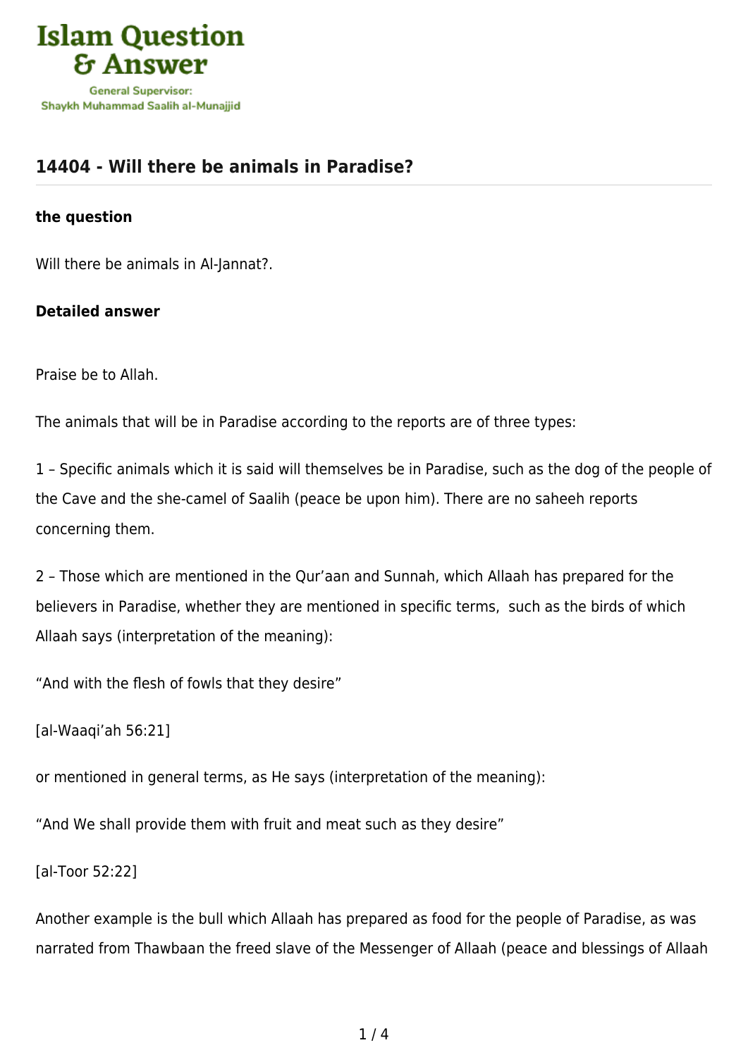## 14404 - Will there be animals in Paradise?

**the question**

Will there be animals in Al-Jannat?.

**Detailed answer**

Praise be to Allah.

The animals that will be in Paradise according to the reports are of three types:

1 – Specific animals which it is said will themselves be in Paradise, such as the dog of the people of the Cave and the she-camel of Saalih (peace be upon him). There are no saheeh reports concerning them.

2 – Those which are mentioned in the Qur'aan and Sunnah, which Allaah has prepared for the believers in Paradise, whether they are mentioned in specific terms, such as the birds of which Allaah says (interpretation of the meaning):

"And with the flesh of fowls that they desire"

[al-Waaqi'ah 56:21]

or mentioned in general terms, as He says (interpretation of the meaning):

"And We shall provide them with fruit and meat such as they desire"

[al-Toor 52:22]

Another example is the bull which Allaah has prepared as food for the people of Paradise, as was narrated from Thawbaan the freed slave of the Messenger of Allaah (peace and blessings of Allaah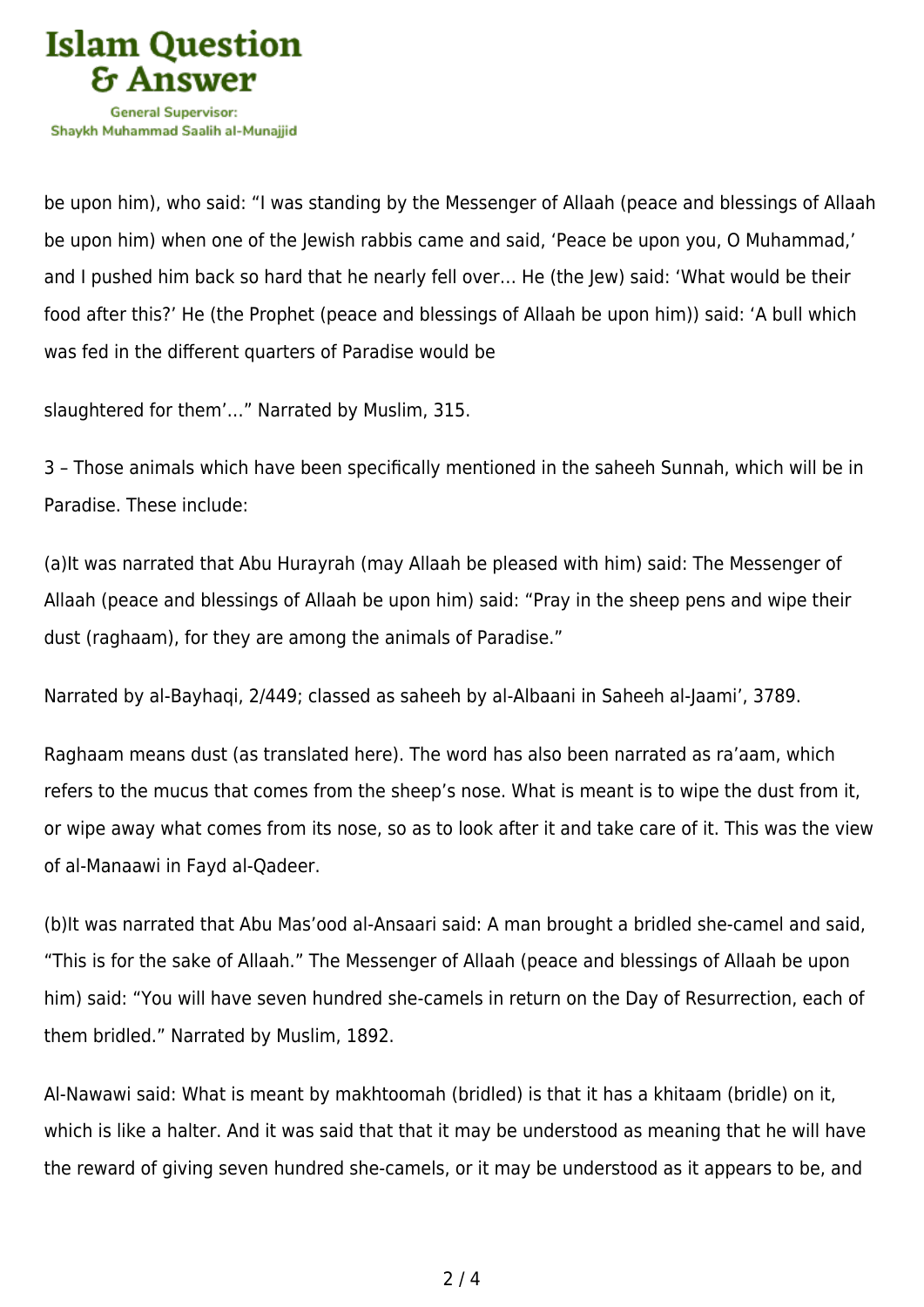be upon him), who said: “I was standing by the Messenger of Allaah (peace and blessings of Allaah be upon him) when one of the Jewish rabbis came and said, ‘Peace be upon you, O Muhammad,’ and I pushed him back so hard that he nearly fell over… He (the Jew) said: ‘What would be their food after this?’ He (the Prophet (peace and blessings of Allaah be upon him)) said: ‘A bull which was fed in the different quarters of Paradise would be slaughtered for them’…” Narrated by Muslim, 315.

3 – Those animals which have been specifically mentioned in the saheeh Sunnah, which will be in Paradise. These include:

(a)It was narrated that Abu Hurayrah (may Allaah be pleased with him) said: The Messenger of Allaah (peace and blessings of Allaah be upon him) said: “Pray in the sheep pens and wipe their dust (raghaam), for they are among the animals of Paradise.”

Narrated by al-Bayhaqi, 2/449; classed as saheeh by al-Albaani in Saheeh al-Jaami’, 3789.

Raghaam means dust (as translated here). The word has also been narrated as ra’aam, which refers to the mucus that comes from the sheep’s nose. What is meant is to wipe the dust from it, or wipe away what comes from its nose, so as to look after it and take care of it. This was the view of al-Manaawi in Fayd al-Qadeer.

(b)It was narrated that Abu Mas’ood al-Ansaari said: A man brought a bridled she-camel and said, “This is for the sake of Allaah.” The Messenger of Allaah (peace and blessings of Allaah be upon him) said: “You will have seven hundred she-camels in return on the Day of Resurrection, each of them bridled.” Narrated by Muslim, 1892.

Al-Nawawi said: What is meant by makhtoomah (bridled) is that it has a khitaam (bridle) on it, which is like a halter. And it was said that that it may be understood as meaning that he will have the reward of giving seven hundred she-camels, or it may be understood as it appears to be, and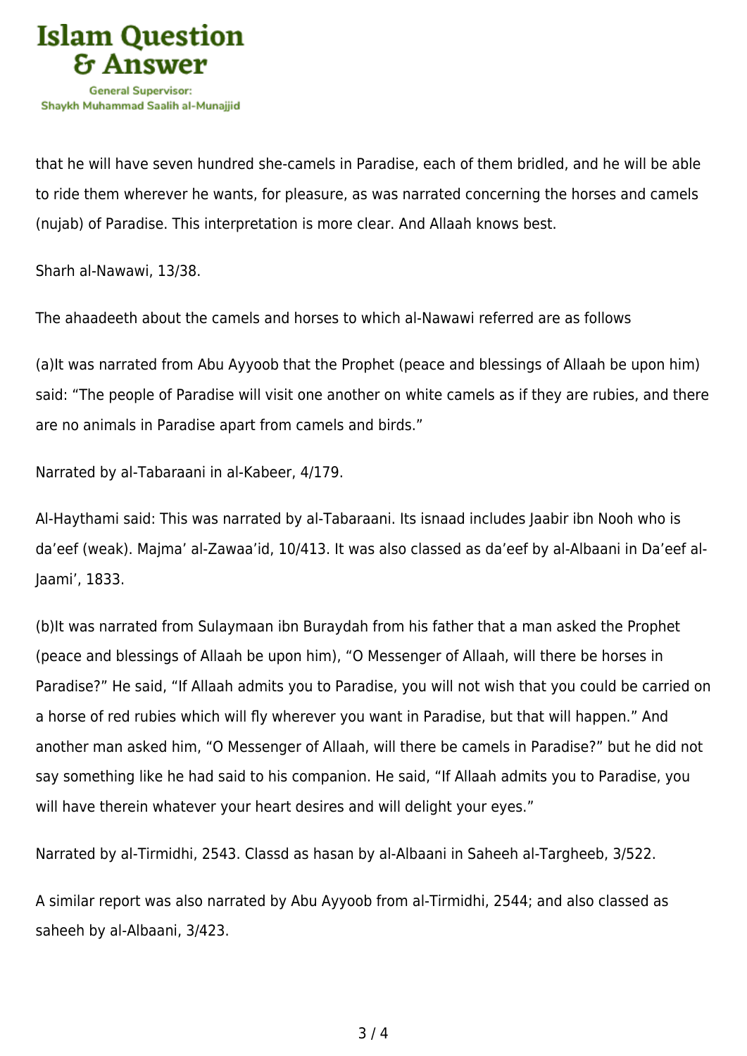that he will have seven hundred she-camels in Paradise, each of them bridled, and he will be able to ride them wherever he wants, for pleasure, as was narrated concerning the horses and camels (nujab) of Paradise. This interpretation is more clear. And Allaah knows best.

Sharh al-Nawawi, 13/38.

The ahaadeeth about the camels and horses to which al-Nawawi referred are as follows

(a)It was narrated from Abu Ayyoob that the Prophet (peace and blessings of Allaah be upon him) said: "The people of Paradise will visit one another on white camels as if they are rubies, and there are no animals in Paradise apart from camels and birds."

Narrated by al-Tabaraani in al-Kabeer, 4/179.

Al-Haythami said: This was narrated by al-Tabaraani. Its isnaad includes Jaabir ibn Nooh who is da'eef (weak). Majma' al-Zawaa'id, 10/413. It was also classed as da'eef by al-Albaani in Da'eef al-Jaami', 1833.

(b)It was narrated from Sulaymaan ibn Buraydah from his father that a man asked the Prophet (peace and blessings of Allaah be upon him), "O Messenger of Allaah, will there be horses in Paradise?" He said, "If Allaah admits you to Paradise, you will not wish that you could be carried on a horse of red rubies which will fly wherever you want in Paradise, but that will happen." And another man asked him, "O Messenger of Allaah, will there be camels in Paradise?" but he did not say something like he had said to his companion. He said, "If Allaah admits you to Paradise, you will have therein whatever your heart desires and will delight your eyes."

Narrated by al-Tirmidhi, 2543. Classd as hasan by al-Albaani in Saheeh al-Targheeb, 3/522.

A similar report was also narrated by Abu Ayyoob from al-Tirmidhi, 2544; and also classed as saheeh by al-Albaani, 3/423.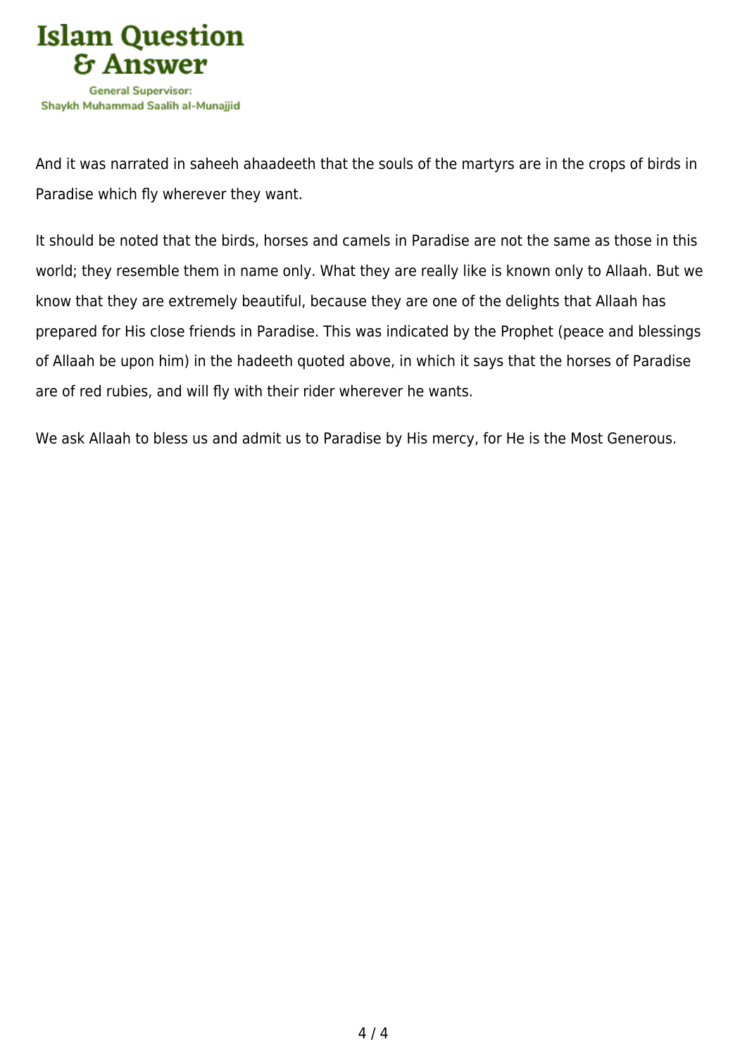And it was narrated in saheeh ahaadeeth that the souls of the martyrs are in the crops of birds in Paradise which fly wherever they want.

It should be noted that the birds, horses and camels in Paradise are not the same as those in this world; they resemble them in name only. What they are really like is known only to Allaah. But we know that they are extremely beautiful, because they are one of the delights that Allaah has prepared for His close friends in Paradise. This was indicated by the Prophet (peace and blessings of Allaah be upon him) in the hadeeth quoted above, in which it says that the horses of Paradise are of red rubies, and will fly with their rider wherever he wants.

We ask Allaah to bless us and admit us to Paradise by His mercy, for He is the Most Generous.